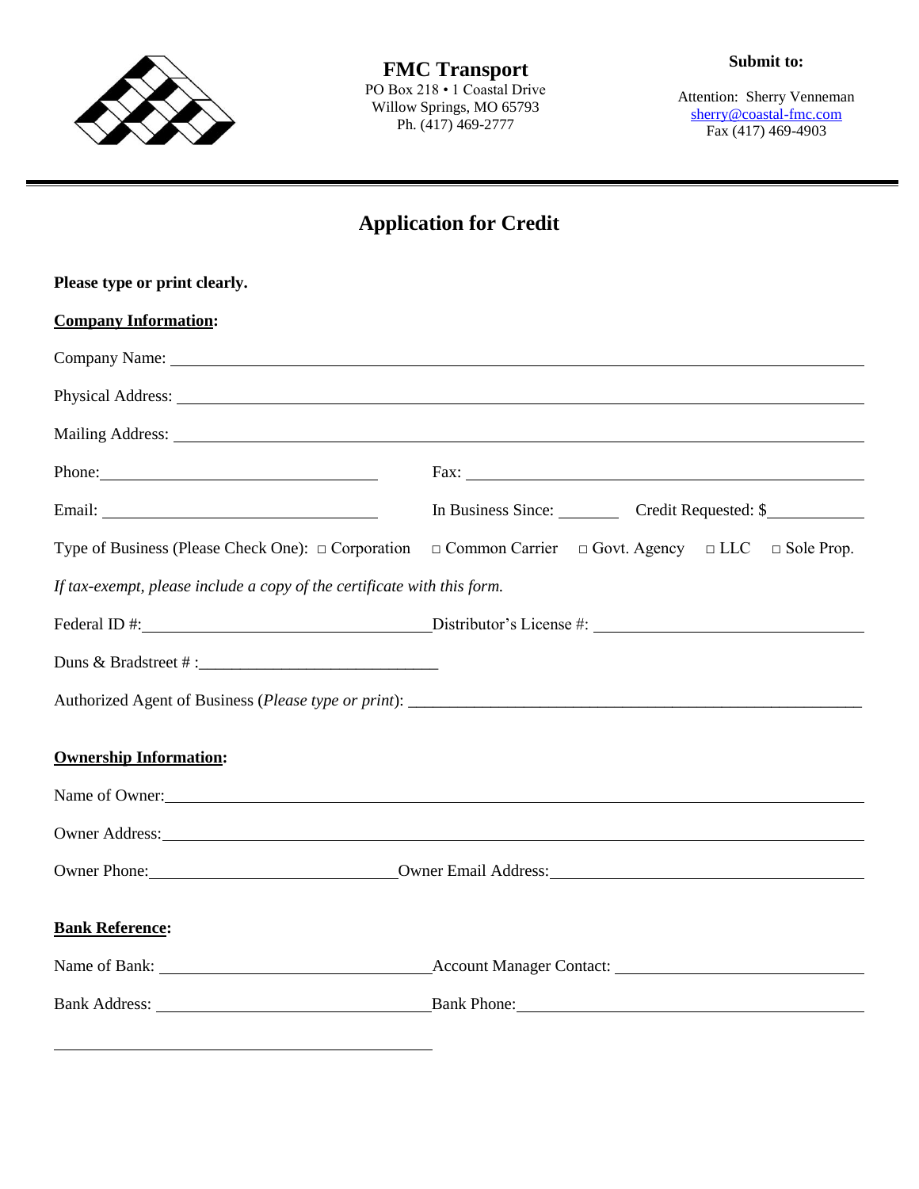**FMC Transport**
PO Box 218 • 1 Coastal Drive
Willow Springs, MO 65793
Ph. (417) 469-2777

**Submit to:**

Attention: Sherry Venneman
sherry@coastal-fmc.com
Fax (417) 469-4903

# Application for Credit

**Please type or print clearly.**

**Company Information:**

Company Name: ______________________________________________

Physical Address: ______________________________________________

Mailing Address: ______________________________________________

Phone: ____________________ Fax: ____________________

Email: ____________________ In Business Since: ________ Credit Requested: $__________

Type of Business (Please Check One): □ Corporation □ Common Carrier □ Govt. Agency □ LLC □ Sole Prop.

*If tax-exempt, please include a copy of the certificate with this form.*

Federal ID #: ____________________ Distributor's License #: ____________________

Duns & Bradstreet # : ____________________

Authorized Agent of Business (*Please type or print*): ______________________________________________

**Ownership Information:**

Name of Owner: ______________________________________________

Owner Address: ______________________________________________

Owner Phone: ____________________ Owner Email Address: ____________________

**Bank Reference:**

Name of Bank: ____________________ Account Manager Contact: ____________________

Bank Address: ____________________ Bank Phone: ____________________

______________________________________________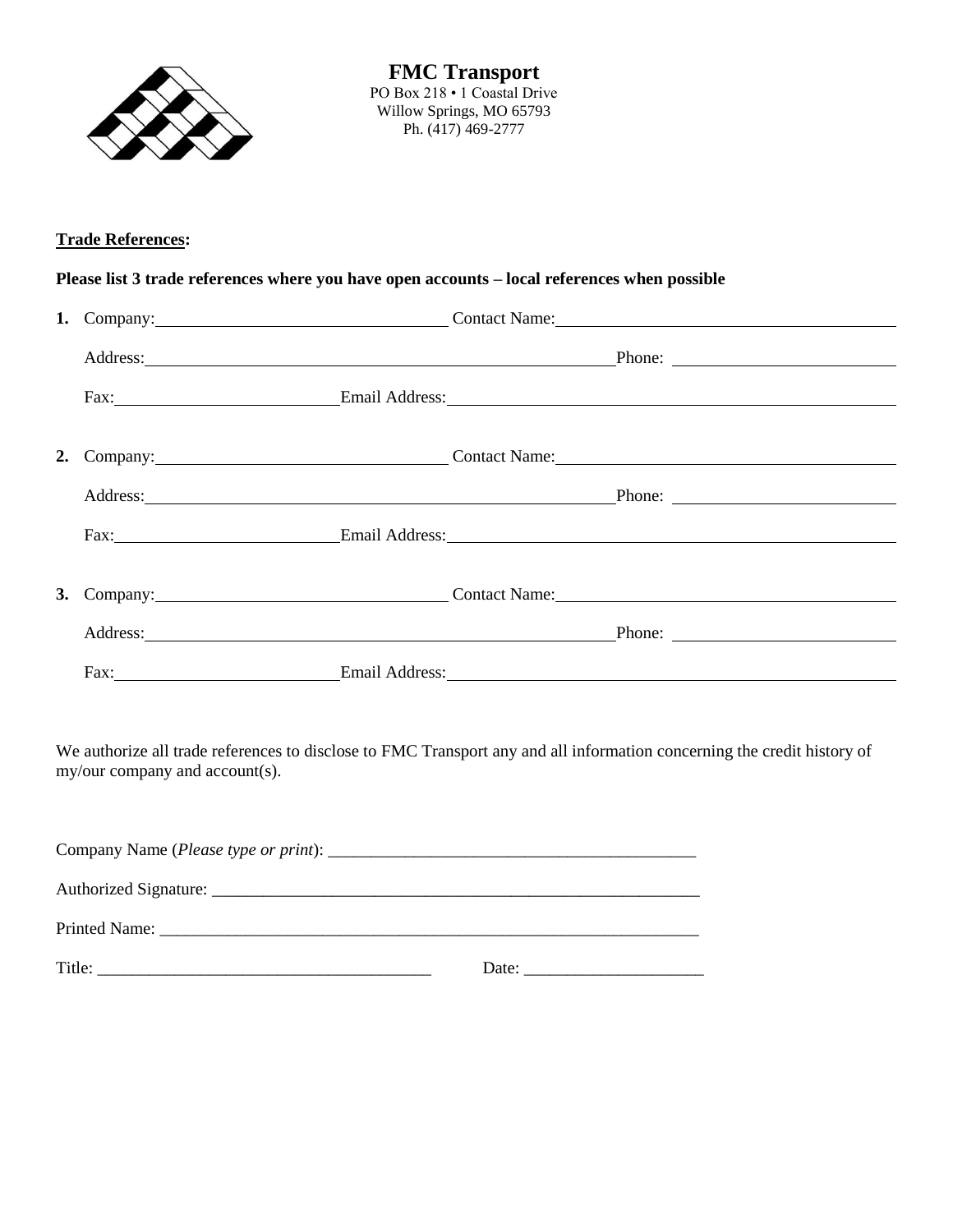**FMC Transport**
PO Box 218 • 1 Coastal Drive
Willow Springs, MO 65793
Ph. (417) 469-2777

**<u>Trade References</u>:**

**Please list 3 trade references where you have open accounts – local references when possible**

**1.** Company: ______________________ Contact Name: ______________________

Address: ______________________________________ Phone: ________________

Fax: ________________ Email Address: ______________________________________

**2.** Company: ______________________ Contact Name: ______________________

Address: ______________________________________ Phone: ________________

Fax: ________________ Email Address: ______________________________________

**3.** Company: ______________________ Contact Name: ______________________

Address: ______________________________________ Phone: ________________

Fax: ________________ Email Address: ______________________________________

We authorize all trade references to disclose to FMC Transport any and all information concerning the credit history of my/our company and account(s).

Company Name (*Please type or print*): ___________________________________________

Authorized Signature: _________________________________________________________

Printed Name: _______________________________________________________________

Title: ______________________________________ Date: ____________________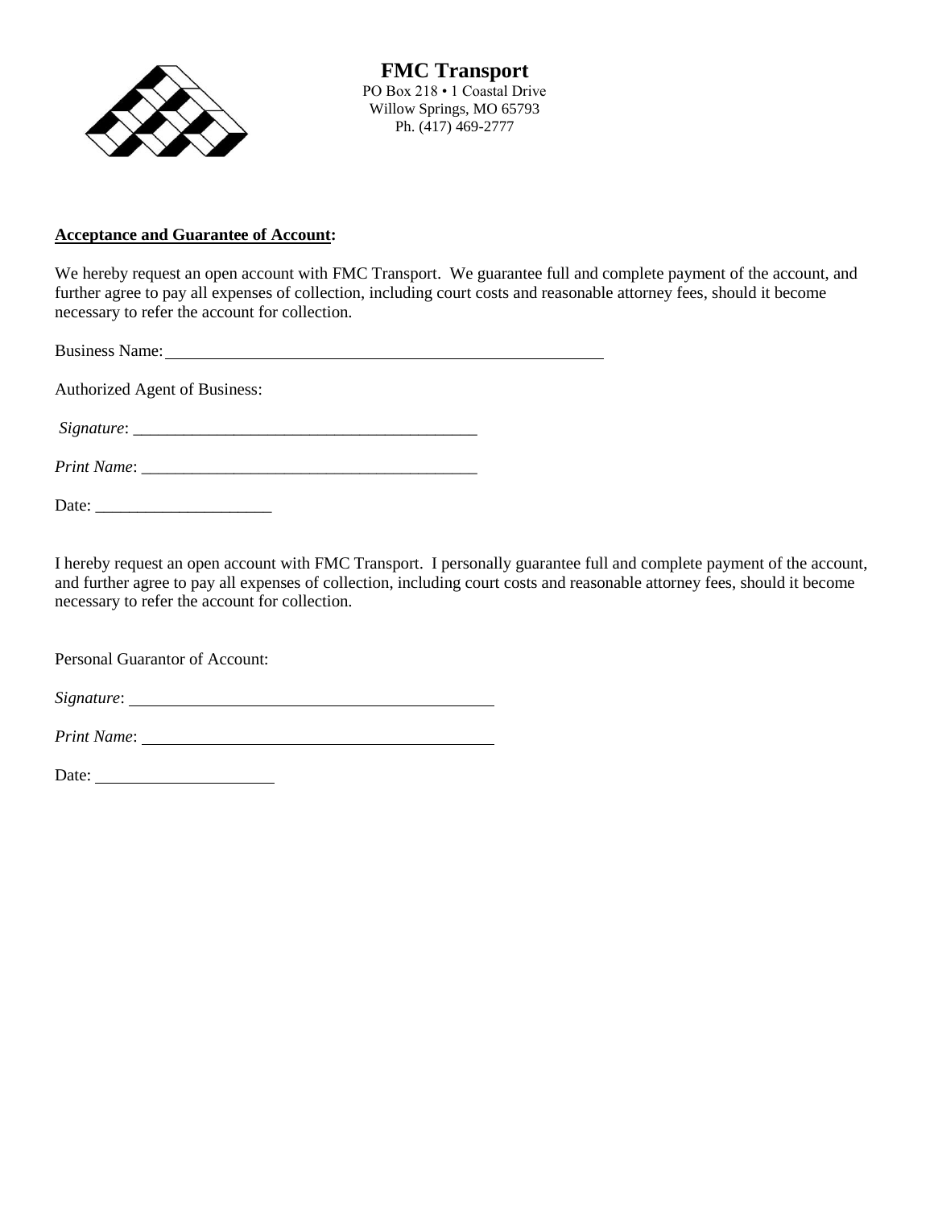**FMC Transport**
PO Box 218 • 1 Coastal Drive
Willow Springs, MO 65793
Ph. (417) 469-2777

**Acceptance and Guarantee of Account:**

We hereby request an open account with FMC Transport. We guarantee full and complete payment of the account, and further agree to pay all expenses of collection, including court costs and reasonable attorney fees, should it become necessary to refer the account for collection.

Business Name: ______________________________________________________

Authorized Agent of Business:

*Signature*: __________________________________________

*Print Name*: __________________________________________

Date: _____________________

I hereby request an open account with FMC Transport. I personally guarantee full and complete payment of the account, and further agree to pay all expenses of collection, including court costs and reasonable attorney fees, should it become necessary to refer the account for collection.

Personal Guarantor of Account:

*Signature*: __________________________________________

*Print Name*: __________________________________________

Date: _____________________